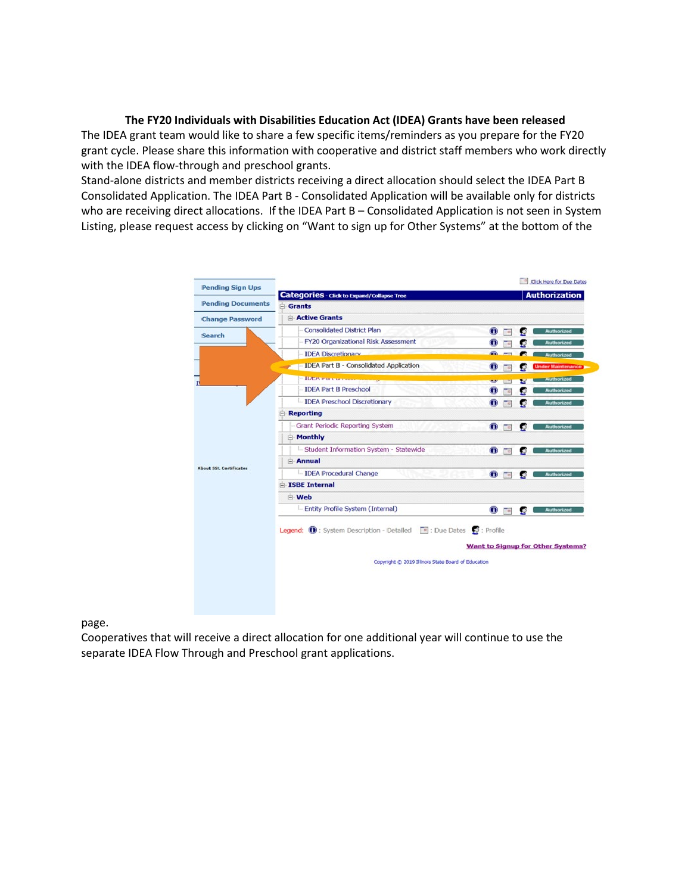**The FY20 Individuals with Disabilities Education Act (IDEA) Grants have been released**

The IDEA grant team would like to share a few specific items/reminders as you prepare for the FY20 grant cycle. Please share this information with cooperative and district staff members who work directly with the IDEA flow-through and preschool grants.

Stand-alone districts and member districts receiving a direct allocation should select the IDEA Part B Consolidated Application. The IDEA Part B - Consolidated Application will be available only for districts who are receiving direct allocations. If the IDEA Part B – Consolidated Application is not seen in System Listing, please request access by clicking on "Want to sign up for Other Systems" at the bottom of the page.

Cooperatives that will receive a direct allocation for one additional year will continue to use the separate IDEA Flow Through and Preschool grant applications.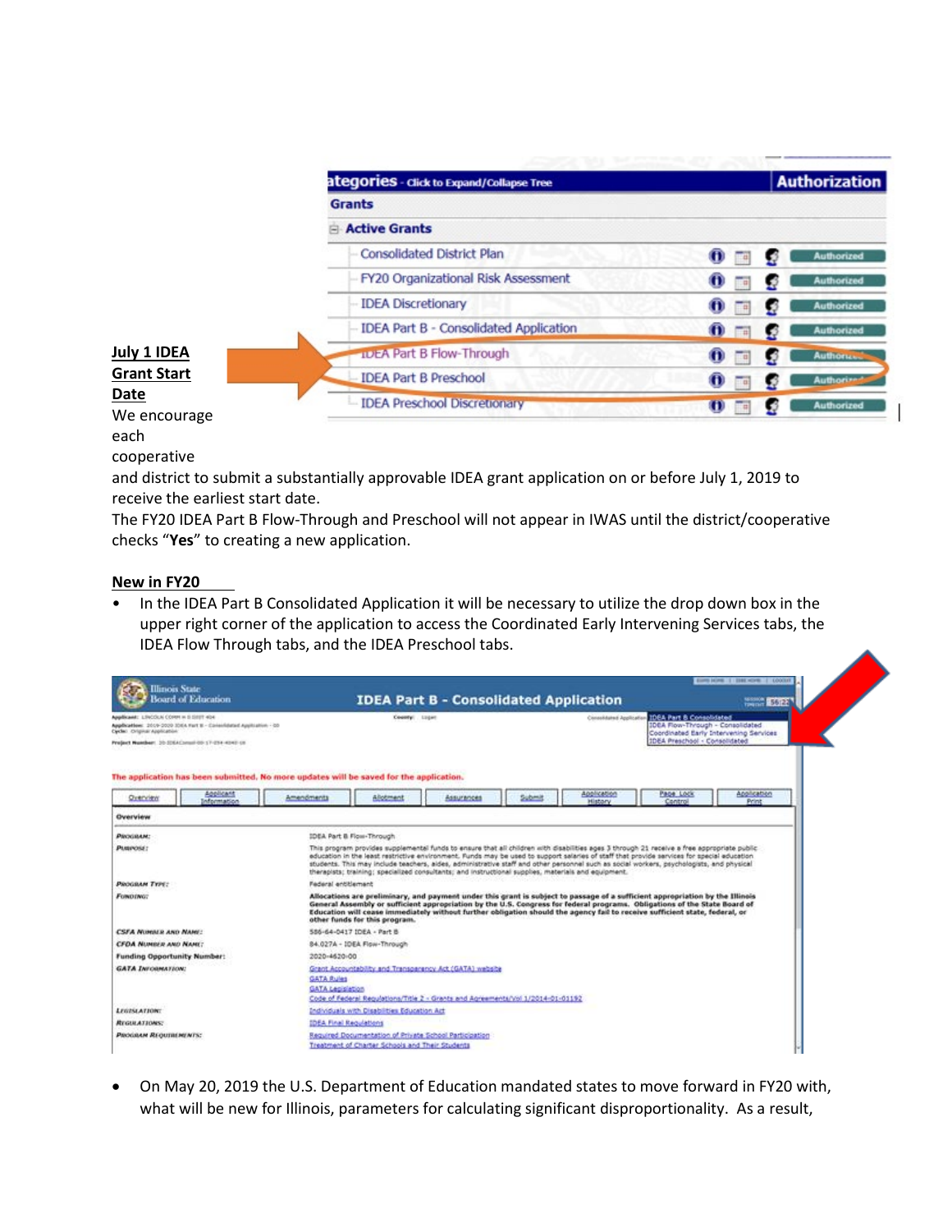**July 1 IDEA Grant Start Date**

We encourage each cooperative and district to submit a substantially approvable IDEA grant application on or before July 1, 2019 to receive the earliest start date.

The FY20 IDEA Part B Flow-Through and Preschool will not appear in IWAS until the district/cooperative checks "**Yes**" to creating a new application.

**New in FY20**

- In the IDEA Part B Consolidated Application it will be necessary to utilize the drop down box in the upper right corner of the application to access the Coordinated Early Intervening Services tabs, the IDEA Flow Through tabs, and the IDEA Preschool tabs.

- On May 20, 2019 the U.S. Department of Education mandated states to move forward in FY20 with, what will be new for Illinois, parameters for calculating significant disproportionality. As a result,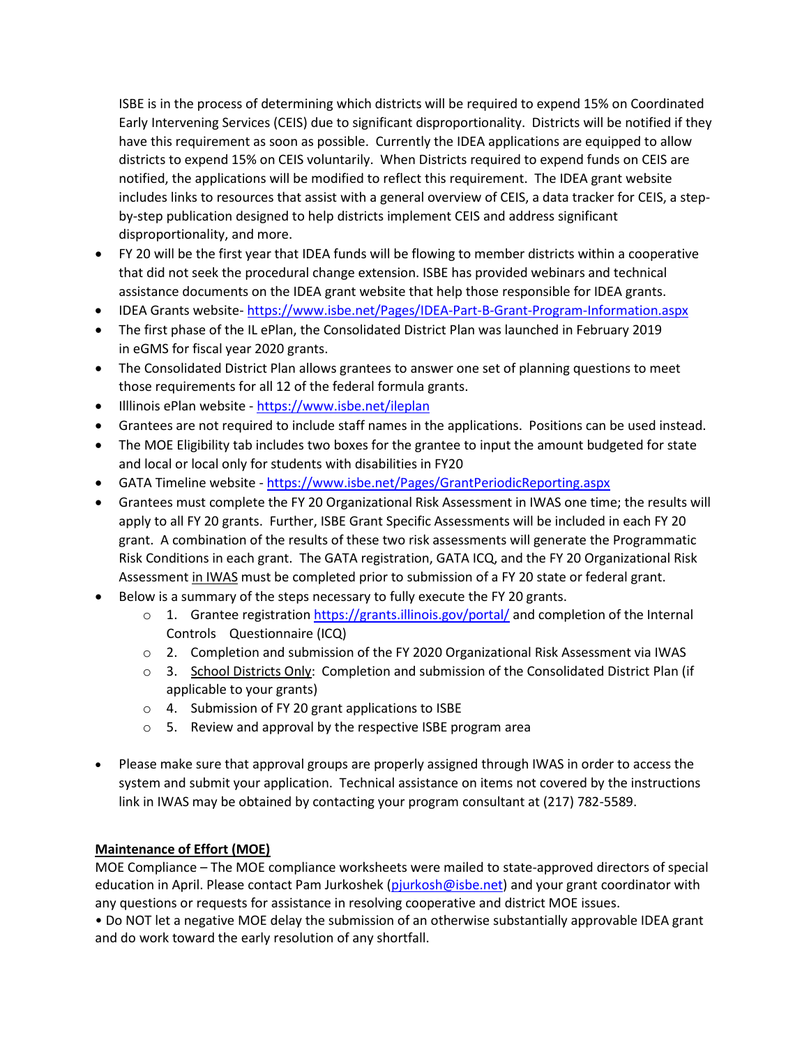ISBE is in the process of determining which districts will be required to expend 15% on Coordinated Early Intervening Services (CEIS) due to significant disproportionality. Districts will be notified if they have this requirement as soon as possible. Currently the IDEA applications are equipped to allow districts to expend 15% on CEIS voluntarily. When Districts required to expend funds on CEIS are notified, the applications will be modified to reflect this requirement. The IDEA grant website includes links to resources that assist with a general overview of CEIS, a data tracker for CEIS, a step-by-step publication designed to help districts implement CEIS and address significant disproportionality, and more.

- FY 20 will be the first year that IDEA funds will be flowing to member districts within a cooperative that did not seek the procedural change extension. ISBE has provided webinars and technical assistance documents on the IDEA grant website that help those responsible for IDEA grants.
- IDEA Grants website- https://www.isbe.net/Pages/IDEA-Part-B-Grant-Program-Information.aspx
- The first phase of the IL ePlan, the Consolidated District Plan was launched in February 2019 in eGMS for fiscal year 2020 grants.
- The Consolidated District Plan allows grantees to answer one set of planning questions to meet those requirements for all 12 of the federal formula grants.
- Illlinois ePlan website - https://www.isbe.net/ileplan
- Grantees are not required to include staff names in the applications. Positions can be used instead.
- The MOE Eligibility tab includes two boxes for the grantee to input the amount budgeted for state and local or local only for students with disabilities in FY20
- GATA Timeline website - https://www.isbe.net/Pages/GrantPeriodicReporting.aspx
- Grantees must complete the FY 20 Organizational Risk Assessment in IWAS one time; the results will apply to all FY 20 grants. Further, ISBE Grant Specific Assessments will be included in each FY 20 grant. A combination of the results of these two risk assessments will generate the Programmatic Risk Conditions in each grant. The GATA registration, GATA ICQ, and the FY 20 Organizational Risk Assessment in IWAS must be completed prior to submission of a FY 20 state or federal grant.
- Below is a summary of the steps necessary to fully execute the FY 20 grants.
    - 1. Grantee registration https://grants.illinois.gov/portal/ and completion of the Internal Controls Questionnaire (ICQ)
    - 2. Completion and submission of the FY 2020 Organizational Risk Assessment via IWAS
    - 3. School Districts Only: Completion and submission of the Consolidated District Plan (if applicable to your grants)
    - 4. Submission of FY 20 grant applications to ISBE
    - 5. Review and approval by the respective ISBE program area
- Please make sure that approval groups are properly assigned through IWAS in order to access the system and submit your application. Technical assistance on items not covered by the instructions link in IWAS may be obtained by contacting your program consultant at (217) 782-5589.

**Maintenance of Effort (MOE)**

MOE Compliance – The MOE compliance worksheets were mailed to state-approved directors of special education in April. Please contact Pam Jurkoshek (pjurkosh@isbe.net) and your grant coordinator with any questions or requests for assistance in resolving cooperative and district MOE issues.

• Do NOT let a negative MOE delay the submission of an otherwise substantially approvable IDEA grant and do work toward the early resolution of any shortfall.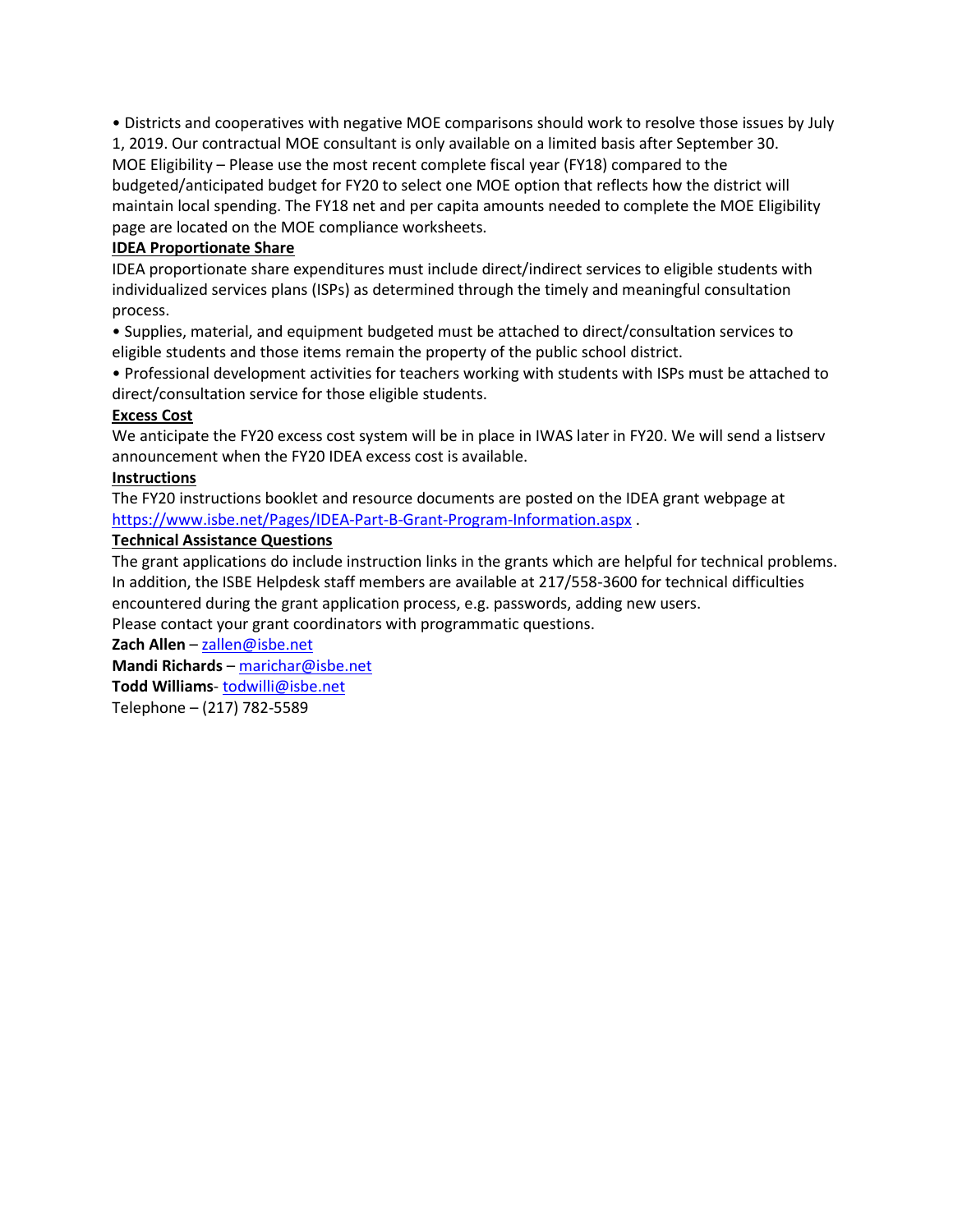- Districts and cooperatives with negative MOE comparisons should work to resolve those issues by July 1, 2019. Our contractual MOE consultant is only available on a limited basis after September 30.

MOE Eligibility – Please use the most recent complete fiscal year (FY18) compared to the budgeted/anticipated budget for FY20 to select one MOE option that reflects how the district will maintain local spending. The FY18 net and per capita amounts needed to complete the MOE Eligibility page are located on the MOE compliance worksheets.

**IDEA Proportionate Share**

IDEA proportionate share expenditures must include direct/indirect services to eligible students with individualized services plans (ISPs) as determined through the timely and meaningful consultation process.

- Supplies, material, and equipment budgeted must be attached to direct/consultation services to eligible students and those items remain the property of the public school district.
- Professional development activities for teachers working with students with ISPs must be attached to direct/consultation service for those eligible students.

**Excess Cost**

We anticipate the FY20 excess cost system will be in place in IWAS later in FY20. We will send a listserv announcement when the FY20 IDEA excess cost is available.

**Instructions**

The FY20 instructions booklet and resource documents are posted on the IDEA grant webpage at https://www.isbe.net/Pages/IDEA-Part-B-Grant-Program-Information.aspx .

**Technical Assistance Questions**

The grant applications do include instruction links in the grants which are helpful for technical problems. In addition, the ISBE Helpdesk staff members are available at 217/558-3600 for technical difficulties encountered during the grant application process, e.g. passwords, adding new users.

Please contact your grant coordinators with programmatic questions.

**Zach Allen** – zallen@isbe.net

**Mandi Richards** – marichar@isbe.net

**Todd Williams**- todwilli@isbe.net

Telephone – (217) 782-5589